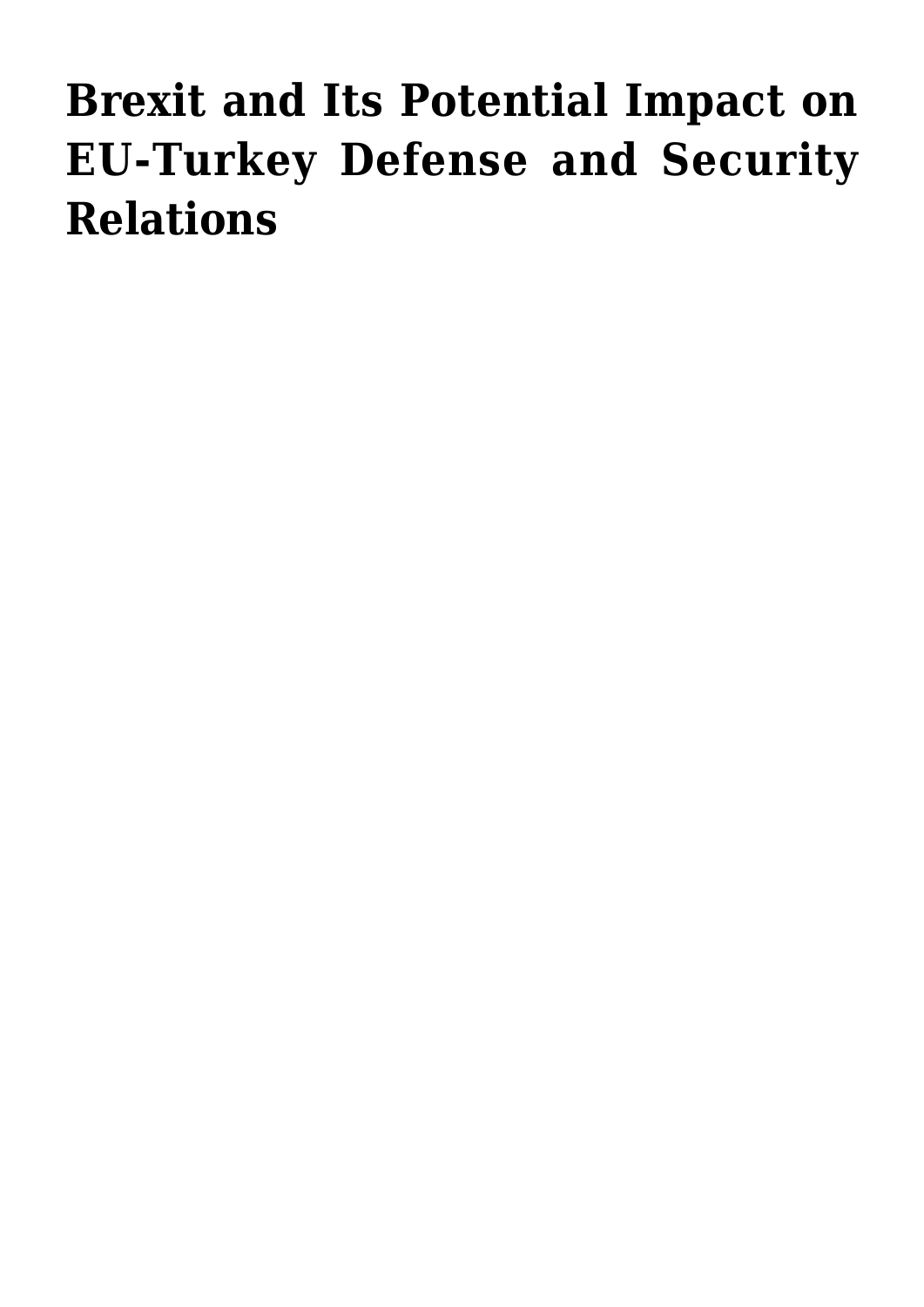# Brexit and Its Potential Impact on EU-Turkey Defense and Security Relations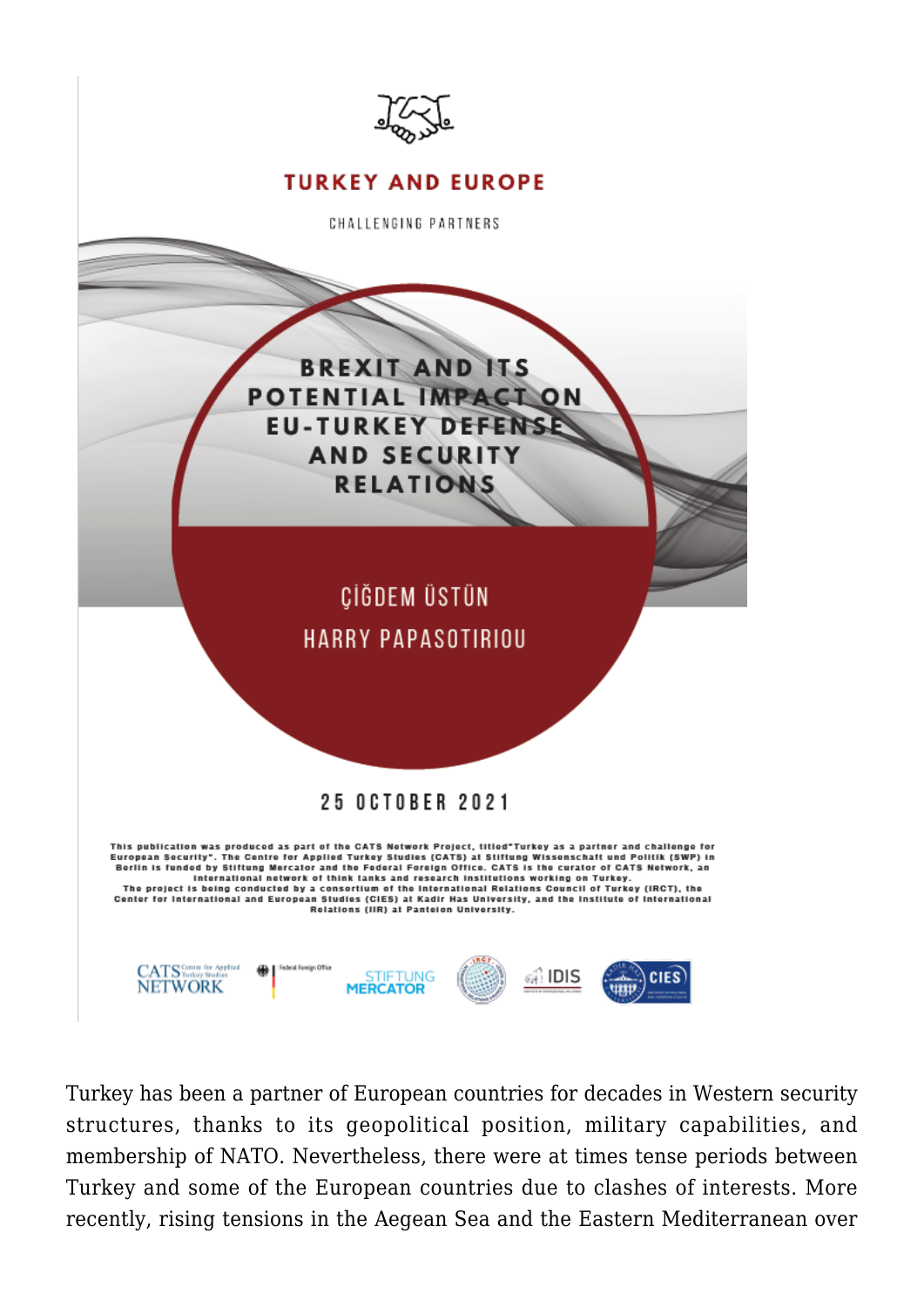TURKEY AND EUROPE

CHALLENGING PARTNERS

# BREXIT AND ITS POTENTIAL IMPACT ON EU-TURKEY DEFENSE AND SECURITY RELATIONS

ÇIĞDEM ÜSTÜN

HARRY PAPASOTIRIOU

25 OCTOBER 2021

This publication was produced as part of the CATS Network Project, titled "Turkey as a partner and challenge for European Security". The Centre for Applied Turkey Studies (CATS) at Stiftung Wissenschaft und Politik (SWP) in Berlin is funded by Stiftung Mercator and the Federal Foreign Office. CATS is the curator of CATS Network, an international network of think tanks and research institutions working on Turkey. The project is being conducted by a consortium of the International Relations Council of Turkey (IRCT), the Center for International and European Studies (CIES) at Kadir Has University, and the Institute of International Relations (IIR) at Panteion University.

Turkey has been a partner of European countries for decades in Western security structures, thanks to its geopolitical position, military capabilities, and membership of NATO. Nevertheless, there were at times tense periods between Turkey and some of the European countries due to clashes of interests. More recently, rising tensions in the Aegean Sea and the Eastern Mediterranean over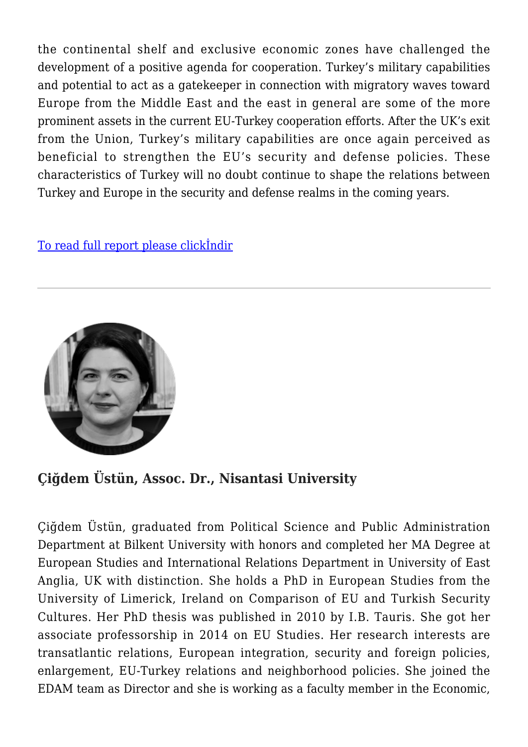the continental shelf and exclusive economic zones have challenged the development of a positive agenda for cooperation. Turkey's military capabilities and potential to act as a gatekeeper in connection with migratory waves toward Europe from the Middle East and the east in general are some of the more prominent assets in the current EU-Turkey cooperation efforts. After the UK's exit from the Union, Turkey's military capabilities are once again perceived as beneficial to strengthen the EU's security and defense policies. These characteristics of Turkey will no doubt continue to shape the relations between Turkey and Europe in the security and defense realms in the coming years.

To read full report please clickİndir

---

**Çiğdem Üstün, Assoc. Dr., Nisantasi University**

Çiğdem Üstün, graduated from Political Science and Public Administration Department at Bilkent University with honors and completed her MA Degree at European Studies and International Relations Department in University of East Anglia, UK with distinction. She holds a PhD in European Studies from the University of Limerick, Ireland on Comparison of EU and Turkish Security Cultures. Her PhD thesis was published in 2010 by I.B. Tauris. She got her associate professorship in 2014 on EU Studies. Her research interests are transatlantic relations, European integration, security and foreign policies, enlargement, EU-Turkey relations and neighborhood policies. She joined the EDAM team as Director and she is working as a faculty member in the Economic,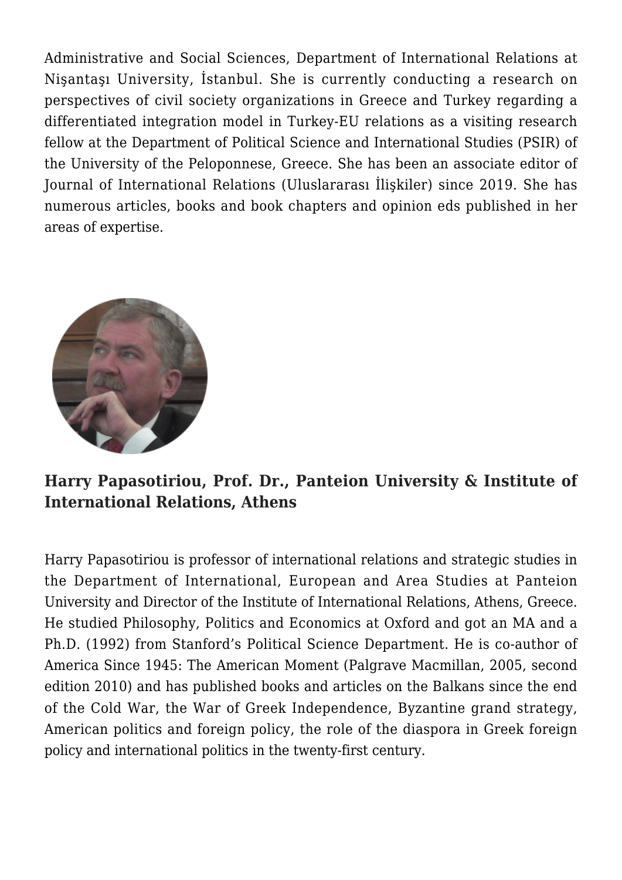Administrative and Social Sciences, Department of International Relations at Nişantaşı University, İstanbul. She is currently conducting a research on perspectives of civil society organizations in Greece and Turkey regarding a differentiated integration model in Turkey-EU relations as a visiting research fellow at the Department of Political Science and International Studies (PSIR) of the University of the Peloponnese, Greece. She has been an associate editor of Journal of International Relations (Uluslararası İlişkiler) since 2019. She has numerous articles, books and book chapters and opinion eds published in her areas of expertise.

### Harry Papasotiriou, Prof. Dr., Panteion University & Institute of International Relations, Athens

Harry Papasotiriou is professor of international relations and strategic studies in the Department of International, European and Area Studies at Panteion University and Director of the Institute of International Relations, Athens, Greece. He studied Philosophy, Politics and Economics at Oxford and got an MA and a Ph.D. (1992) from Stanford's Political Science Department. He is co-author of America Since 1945: The American Moment (Palgrave Macmillan, 2005, second edition 2010) and has published books and articles on the Balkans since the end of the Cold War, the War of Greek Independence, Byzantine grand strategy, American politics and foreign policy, the role of the diaspora in Greek foreign policy and international politics in the twenty-first century.